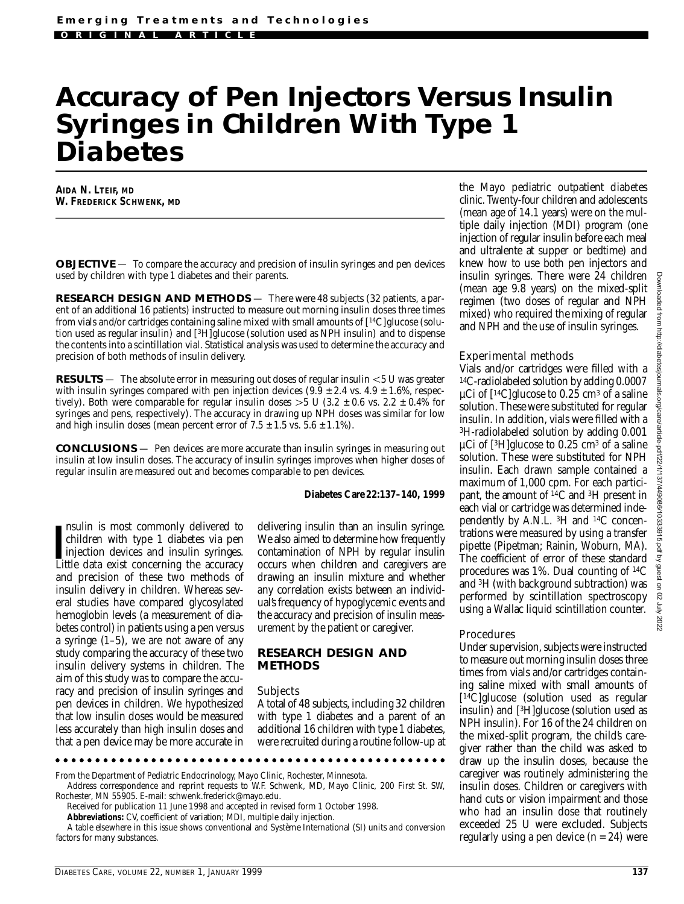Emerging Treatments and Technologies

ORIGINAL ARTICLE

# Accuracy of Pen Injectors Versus Insulin Syringes in Children With Type 1 Diabetes

**AIDA N. LTEIF, MD**
**W. FREDERICK SCHWENK, MD**

**OBJECTIVE** — To compare the accuracy and precision of insulin syringes and pen devices used by children with type 1 diabetes and their parents.

**RESEARCH DESIGN AND METHODS** — There were 48 subjects (32 patients, a parent of an additional 16 patients) instructed to measure out morning insulin doses three times from vials and/or cartridges containing saline mixed with small amounts of [$^{14}$C]glucose (solution used as regular insulin) and [$^{3}$H]glucose (solution used as NPH insulin) and to dispense the contents into a scintillation vial. Statistical analysis was used to determine the accuracy and precision of both methods of insulin delivery.

**RESULTS** — The absolute error in measuring out doses of regular insulin <5 U was greater with insulin syringes compared with pen injection devices (9.9 ± 2.4 vs. 4.9 ± 1.6%, respectively). Both were comparable for regular insulin doses >5 U (3.2 ± 0.6 vs. 2.2 ± 0.4% for syringes and pens, respectively). The accuracy in drawing up NPH doses was similar for low and high insulin doses (mean percent error of 7.5 ± 1.5 vs. 5.6 ± 1.1%).

**CONCLUSIONS** — Pen devices are more accurate than insulin syringes in measuring out insulin at low insulin doses. The accuracy of insulin syringes improves when higher doses of regular insulin are measured out and becomes comparable to pen devices.

*Diabetes Care* **22:137–140, 1999**

Insulin is most commonly delivered to children with type 1 diabetes via pen injection devices and insulin syringes. Little data exist concerning the accuracy and precision of these two methods of insulin delivery in children. Whereas several studies have compared glycosylated hemoglobin levels (a measurement of diabetes control) in patients using a pen versus a syringe (1–5), we are not aware of any study comparing the accuracy of these two insulin delivery systems in children. The aim of this study was to compare the accuracy and precision of insulin syringes and pen devices in children. We hypothesized that low insulin doses would be measured less accurately than high insulin doses and that a pen device may be more accurate in delivering insulin than an insulin syringe. We also aimed to determine how frequently contamination of NPH by regular insulin occurs when children and caregivers are drawing an insulin mixture and whether any correlation exists between an individual's frequency of hypoglycemic events and the accuracy and precision of insulin measurement by the patient or caregiver.

## RESEARCH DESIGN AND METHODS

### Subjects

A total of 48 subjects, including 32 children with type 1 diabetes and a parent of an additional 16 children with type 1 diabetes, were recruited during a routine follow-up at the Mayo pediatric outpatient diabetes clinic. Twenty-four children and adolescents (mean age of 14.1 years) were on the multiple daily injection (MDI) program (one injection of regular insulin before each meal and ultralente at supper or bedtime) and knew how to use both pen injectors and insulin syringes. There were 24 children (mean age 9.8 years) on the mixed-split regimen (two doses of regular and NPH mixed) who required the mixing of regular and NPH and the use of insulin syringes.

### Experimental methods

Vials and/or cartridges were filled with a $^{14}$C-radiolabeled solution by adding 0.0007 µCi of [$^{14}$C]glucose to 0.25 cm$^{3}$ of a saline solution. These were substituted for regular insulin. In addition, vials were filled with a $^{3}$H-radiolabeled solution by adding 0.001 µCi of [$^{3}$H]glucose to 0.25 cm$^{3}$ of a saline solution. These were substituted for NPH insulin. Each drawn sample contained a maximum of 1,000 cpm. For each participant, the amount of $^{14}$C and $^{3}$H present in each vial or cartridge was determined independently by A.N.L. $^{3}$H and $^{14}$C concentrations were measured by using a transfer pipette (Pipetman; Rainin, Woburn, MA). The coefficient of error of these standard procedures was 1%. Dual counting of $^{14}$C and $^{3}$H (with background subtraction) was performed by scintillation spectroscopy using a Wallac liquid scintillation counter.

### Procedures

Under supervision, subjects were instructed to measure out morning insulin doses three times from vials and/or cartridges containing saline mixed with small amounts of [$^{14}$C]glucose (solution used as regular insulin) and [$^{3}$H]glucose (solution used as NPH insulin). For 16 of the 24 children on the mixed-split program, the child's caregiver rather than the child was asked to draw up the insulin doses, because the caregiver was routinely administering the insulin doses. Children or caregivers with hand cuts or vision impairment and those who had an insulin dose that routinely exceeded 25 U were excluded. Subjects regularly using a pen device ($n$ = 24) were

From the Department of Pediatric Endocrinology, Mayo Clinic, Rochester, Minnesota.

Address correspondence and reprint requests to W.F. Schwenk, MD, Mayo Clinic, 200 First St. SW, Rochester, MN 55905. E-mail: schwenk.frederick@mayo.edu.

Received for publication 11 June 1998 and accepted in revised form 1 October 1998.

**Abbreviations:** CV, coefficient of variation; MDI, multiple daily injection.

A table elsewhere in this issue shows conventional and Système International (SI) units and conversion factors for many substances.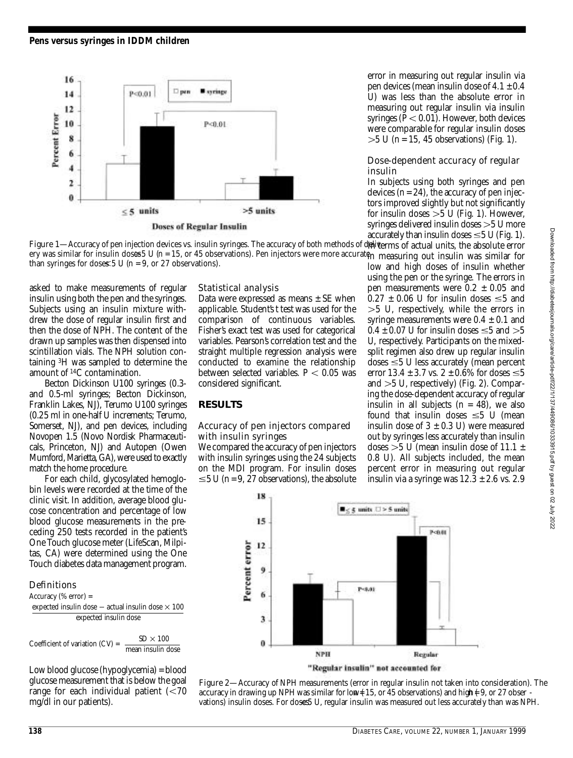Figure 1—Accuracy of pen injection devices vs. insulin syringes. The accuracy of both methods of delivery was similar for insulin doses >5 U (n = 15, or 45 observations). Pen injectors were more accurate than syringes for doses ≤5 U (n = 9, or 27 observations).

asked to make measurements of regular insulin using both the pen and the syringes. Subjects using an insulin mixture withdrew the dose of regular insulin first and then the dose of NPH. The content of the drawn up samples was then dispensed into scintillation vials. The NPH solution containing $^{3}H$ was sampled to determine the amount of $^{14}C$ contamination.

Becton Dickinson U100 syringes (0.3- and 0.5-ml syringes; Becton Dickinson, Franklin Lakes, NJ), Terumo U100 syringes (0.25 ml in one-half U increments; Terumo, Somerset, NJ), and pen devices, including Novopen 1.5 (Novo Nordisk Pharmaceuticals, Princeton, NJ) and Autopen (Owen Mumford, Marietta, GA), were used to exactly match the home procedure.

For each child, glycosylated hemoglobin levels were recorded at the time of the clinic visit. In addition, average blood glucose concentration and percentage of low blood glucose measurements in the preceding 250 tests recorded in the patient's One Touch glucose meter (LifeScan, Milpitas, CA) were determined using the One Touch diabetes data management program.

### Definitions

Accuracy (% error) =

$$\frac{\text{expected insulin dose} - \text{actual insulin dose} \times 100}{\text{expected insulin dose}}$$

$$\text{Coefficient of variation (CV)} = \frac{\text{SD} \times 100}{\text{mean insulin dose}}$$

Low blood glucose (hypoglycemia) = blood glucose measurement that is below the goal range for each individual patient (<70 mg/dl in our patients).

### Statistical analysis

Data were expressed as means ± SE when applicable. Student's *t* test was used for the comparison of continuous variables. Fisher's exact test was used for categorical variables. Pearson's correlation test and the straight multiple regression analysis were conducted to examine the relationship between selected variables. $P < 0.05$ was considered significant.

## RESULTS

### Accuracy of pen injectors compared with insulin syringes

We compared the accuracy of pen injectors with insulin syringes using the 24 subjects on the MDI program. For insulin doses ≤5 U (n = 9, 27 observations), the absolute error in measuring out regular insulin via pen devices (mean insulin dose of 4.1 ± 0.4 U) was less than the absolute error in measuring out regular insulin via insulin syringes ($P < 0.01$). However, both devices were comparable for regular insulin doses >5 U (n = 15, 45 observations) (Fig. 1).

### Dose-dependent accuracy of regular insulin

In subjects using both syringes and pen devices (n = 24), the accuracy of pen injectors improved slightly but not significantly for insulin doses >5 U (Fig. 1). However, syringes delivered insulin doses >5 U more accurately than insulin doses ≤5 U (Fig. 1). In terms of actual units, the absolute error in measuring out insulin was similar for low and high doses of insulin whether using the pen or the syringe. The errors in pen measurements were 0.2 ± 0.05 and 0.27 ± 0.06 U for insulin doses ≤5 and >5 U, respectively, while the errors in syringe measurements were 0.4 ± 0.1 and 0.4 ± 0.07 U for insulin doses ≤5 and >5 U, respectively. Participants on the mixed-split regimen also drew up regular insulin doses ≤5 U less accurately (mean percent error 13.4 ± 3.7 vs. 2 ± 0.6% for doses ≤5 and >5 U, respectively) (Fig. 2). Comparing the dose-dependent accuracy of regular insulin in all subjects (n = 48), we also found that insulin doses ≤5 U (mean insulin dose of 3 ± 0.3 U) were measured out by syringes less accurately than insulin doses >5 U (mean insulin dose of 11.1 ± 0.8 U). All subjects included, the mean percent error in measuring out regular insulin via a syringe was 12.3 ± 2.6 vs. 2.9

Figure 2—Accuracy of NPH measurements (error in regular insulin not taken into consideration). The accuracy in drawing up NPH was similar for low (n = 15, or 45 observations) and high (n = 9, or 27 observations) insulin doses. For doses ≤5 U, regular insulin was measured out less accurately than was NPH.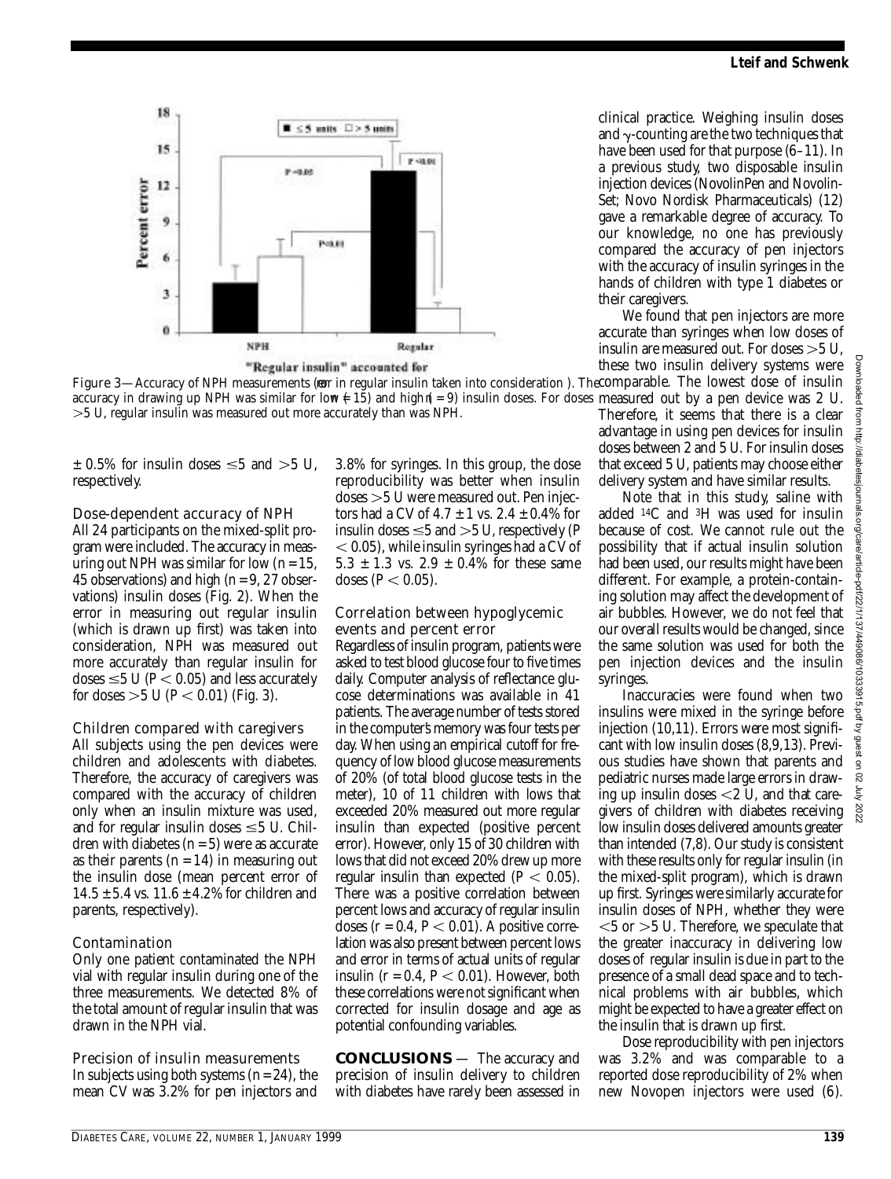**Figure 3**—Accuracy of NPH measurements (error in regular insulin taken into consideration). The accuracy in drawing up NPH was similar for low (n = 15) and high (n = 9) insulin doses. For doses >5 U, regular insulin was measured out more accurately than was NPH.

± 0.5% for insulin doses ≤5 and >5 U, respectively.

### Dose-dependent accuracy of NPH

All 24 participants on the mixed-split program were included. The accuracy in measuring out NPH was similar for low (n = 15, 45 observations) and high (n = 9, 27 observations) insulin doses (Fig. 2). When the error in measuring out regular insulin (which is drawn up first) was taken into consideration, NPH was measured out more accurately than regular insulin for doses ≤5 U ($P < 0.05$) and less accurately for doses >5 U ($P < 0.01$) (Fig. 3).

### Children compared with caregivers

All subjects using the pen devices were children and adolescents with diabetes. Therefore, the accuracy of caregivers was compared with the accuracy of children only when an insulin mixture was used, and for regular insulin doses ≤5 U. Children with diabetes (n = 5) were as accurate as their parents (n = 14) in measuring out the insulin dose (mean percent error of 14.5 ± 5.4 vs. 11.6 ± 4.2% for children and parents, respectively).

### Contamination

Only one patient contaminated the NPH vial with regular insulin during one of the three measurements. We detected 8% of the total amount of regular insulin that was drawn in the NPH vial.

### Precision of insulin measurements

In subjects using both systems (n = 24), the mean CV was 3.2% for pen injectors and 3.8% for syringes. In this group, the dose reproducibility was better when insulin doses >5 U were measured out. Pen injectors had a CV of 4.7 ± 1 vs. 2.4 ± 0.4% for insulin doses ≤5 and >5 U, respectively ($P < 0.05$), while insulin syringes had a CV of 5.3 ± 1.3 vs. 2.9 ± 0.4% for these same doses ($P < 0.05$).

### Correlation between hypoglycemic events and percent error

Regardless of insulin program, patients were asked to test blood glucose four to five times daily. Computer analysis of reflectance glucose determinations was available in 41 patients. The average number of tests stored in the computer's memory was four tests per day. When using an empirical cutoff for frequency of low blood glucose measurements of 20% (of total blood glucose tests in the meter), 10 of 11 children with lows that exceeded 20% measured out more regular insulin than expected (positive percent error). However, only 15 of 30 children with lows that did not exceed 20% drew up more regular insulin than expected ($P < 0.05$). There was a positive correlation between percent lows and accuracy of regular insulin doses ($r = 0.4$, $P < 0.01$). A positive correlation was also present between percent lows and error in terms of actual units of regular insulin ($r = 0.4$, $P < 0.01$). However, both these correlations were not significant when corrected for insulin dosage and age as potential confounding variables.

## CONCLUSIONS

The accuracy and precision of insulin delivery to children with diabetes have rarely been assessed in clinical practice. Weighing insulin doses and γ-counting are the two techniques that have been used for that purpose (6–11). In a previous study, two disposable insulin injection devices (NovolinPen and Novolin-Set; Novo Nordisk Pharmaceuticals) (12) gave a remarkable degree of accuracy. To our knowledge, no one has previously compared the accuracy of pen injectors with the accuracy of insulin syringes in the hands of children with type 1 diabetes or their caregivers.

We found that pen injectors are more accurate than syringes when low doses of insulin are measured out. For doses >5 U, these two insulin delivery systems were comparable. The lowest dose of insulin measured out by a pen device was 2 U. Therefore, it seems that there is a clear advantage in using pen devices for insulin doses between 2 and 5 U. For insulin doses that exceed 5 U, patients may choose either delivery system and have similar results.

Note that in this study, saline with added $^{14}C$ and $^{3}H$ was used for insulin because of cost. We cannot rule out the possibility that if actual insulin solution had been used, our results might have been different. For example, a protein-containing solution may affect the development of air bubbles. However, we do not feel that our overall results would be changed, since the same solution was used for both the pen injection devices and the insulin syringes.

Inaccuracies were found when two insulins were mixed in the syringe before injection (10,11). Errors were most significant with low insulin doses (8,9,13). Previous studies have shown that parents and pediatric nurses made large errors in drawing up insulin doses <2 U, and that caregivers of children with diabetes receiving low insulin doses delivered amounts greater than intended (7,8). Our study is consistent with these results only for regular insulin (in the mixed-split program), which is drawn up first. Syringes were similarly accurate for insulin doses of NPH, whether they were <5 or >5 U. Therefore, we speculate that the greater inaccuracy in delivering low doses of regular insulin is due in part to the presence of a small dead space and to technical problems with air bubbles, which might be expected to have a greater effect on the insulin that is drawn up first.

Dose reproducibility with pen injectors was 3.2% and was comparable to a reported dose reproducibility of 2% when new Novopen injectors were used (6).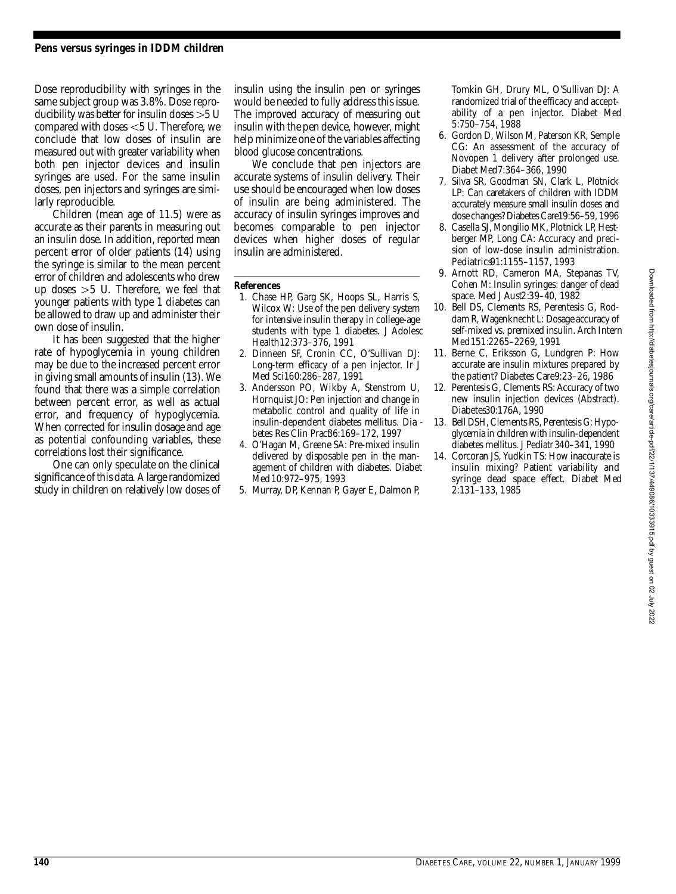Dose reproducibility with syringes in the same subject group was 3.8%. Dose reproducibility was better for insulin doses >5 U compared with doses <5 U. Therefore, we conclude that low doses of insulin are measured out with greater variability when both pen injector devices and insulin syringes are used. For the same insulin doses, pen injectors and syringes are similarly reproducible.

Children (mean age of 11.5) were as accurate as their parents in measuring out an insulin dose. In addition, reported mean percent error of older patients (14) using the syringe is similar to the mean percent error of children and adolescents who drew up doses >5 U. Therefore, we feel that younger patients with type 1 diabetes can be allowed to draw up and administer their own dose of insulin.

It has been suggested that the higher rate of hypoglycemia in young children may be due to the increased percent error in giving small amounts of insulin (13). We found that there was a simple correlation between percent error, as well as actual error, and frequency of hypoglycemia. When corrected for insulin dosage and age as potential confounding variables, these correlations lost their significance.

One can only speculate on the clinical significance of this data. A large randomized study in children on relatively low doses of insulin using the insulin pen or syringes would be needed to fully address this issue. The improved accuracy of measuring out insulin with the pen device, however, might help minimize one of the variables affecting blood glucose concentrations.

We conclude that pen injectors are accurate systems of insulin delivery. Their use should be encouraged when low doses of insulin are being administered. The accuracy of insulin syringes improves and becomes comparable to pen injector devices when higher doses of regular insulin are administered.

## References

1. Chase HP, Garg SK, Hoops SL, Harris S, Wilcox W: Use of the pen delivery system for intensive insulin therapy in college-age students with type 1 diabetes. J Adolesc Health 12:373–376, 1991
2. Dinneen SF, Cronin CC, O'Sullivan DJ: Long-term efficacy of a pen injector. Ir J Med Sci 160:286–287, 1991
3. Andersson PO, Wikby A, Stenstrom U, Hornquist JO: Pen injection and change in metabolic control and quality of life in insulin-dependent diabetes mellitus. Diabetes Res Clin Pract 36:169–172, 1997
4. O'Hagan M, Greene SA: Pre-mixed insulin delivered by disposable pen in the management of children with diabetes. Diabet Med 10:972–975, 1993
5. Murray, DP, Kennan P, Gayer E, Dalmon P, Tomkin GH, Drury ML, O'Sullivan DJ: A randomized trial of the efficacy and acceptability of a pen injector. Diabet Med 5:750–754, 1988
6. Gordon D, Wilson M, Paterson KR, Semple CG: An assessment of the accuracy of Novopen 1 delivery after prolonged use. Diabet Med 7:364–366, 1990
7. Silva SR, Goodman SN, Clark L, Plotnick LP: Can caretakers of children with IDDM accurately measure small insulin doses and dose changes? Diabetes Care 19:56–59, 1996
8. Casella SJ, Mongilio MK, Plotnick LP, Hestberger MP, Long CA: Accuracy and precision of low-dose insulin administration. Pediatrics 91:1155–1157, 1993
9. Arnott RD, Cameron MA, Stepanas TV, Cohen M: Insulin syringes: danger of dead space. Med J Aust 2:39–40, 1982
10. Bell DS, Clements RS, Perentesis G, Roddam R, Wagenknecht L: Dosage accuracy of self-mixed vs. premixed insulin. Arch Intern Med 151:2265–2269, 1991
11. Berne C, Eriksson G, Lundgren P: How accurate are insulin mixtures prepared by the patient? Diabetes Care 9:23–26, 1986
12. Perentesis G, Clements RS: Accuracy of two new insulin injection devices (Abstract). Diabetes 30:176A, 1990
13. Bell DSH, Clements RS, Perentesis G: Hypoglycemia in children with insulin-dependent diabetes mellitus. J Pediatr 340–341, 1990
14. Corcoran JS, Yudkin TS: How inaccurate is insulin mixing? Patient variability and syringe dead space effect. Diabet Med 2:131–133, 1985